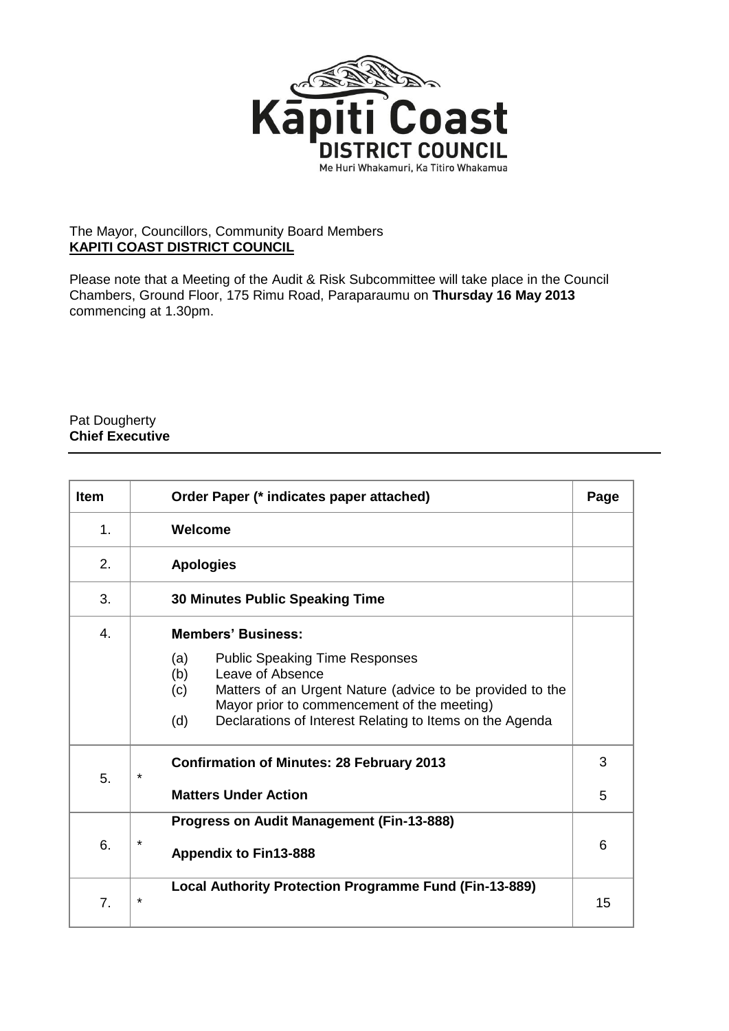Kāpiti Coast
DISTRICT COUNCIL
Me Huri Whakamuri, Ka Titiro Whakamua

The Mayor, Councillors, Community Board Members
**KAPITI COAST DISTRICT COUNCIL**

Please note that a Meeting of the Audit & Risk Subcommittee will take place in the Council Chambers, Ground Floor, 175 Rimu Road, Paraparaumu on **Thursday 16 May 2013** commencing at 1.30pm.

Pat Dougherty
**Chief Executive**

| Item | | Order Paper (* indicates paper attached) | Page |
|---|---|---|---|
| 1. | | **Welcome** | |
| 2. | | **Apologies** | |
| 3. | | **30 Minutes Public Speaking Time** | |
| 4. | | **Members' Business:**<br>(a) Public Speaking Time Responses<br>(b) Leave of Absence<br>(c) Matters of an Urgent Nature (advice to be provided to the Mayor prior to commencement of the meeting)<br>(d) Declarations of Interest Relating to Items on the Agenda | |
| 5. | * | **Confirmation of Minutes: 28 February 2013**<br>**Matters Under Action** | 3<br>5 |
| 6. | * | **Progress on Audit Management (Fin-13-888)**<br>**Appendix to Fin13-888** | 6 |
| 7. | * | **Local Authority Protection Programme Fund (Fin-13-889)** | 15 |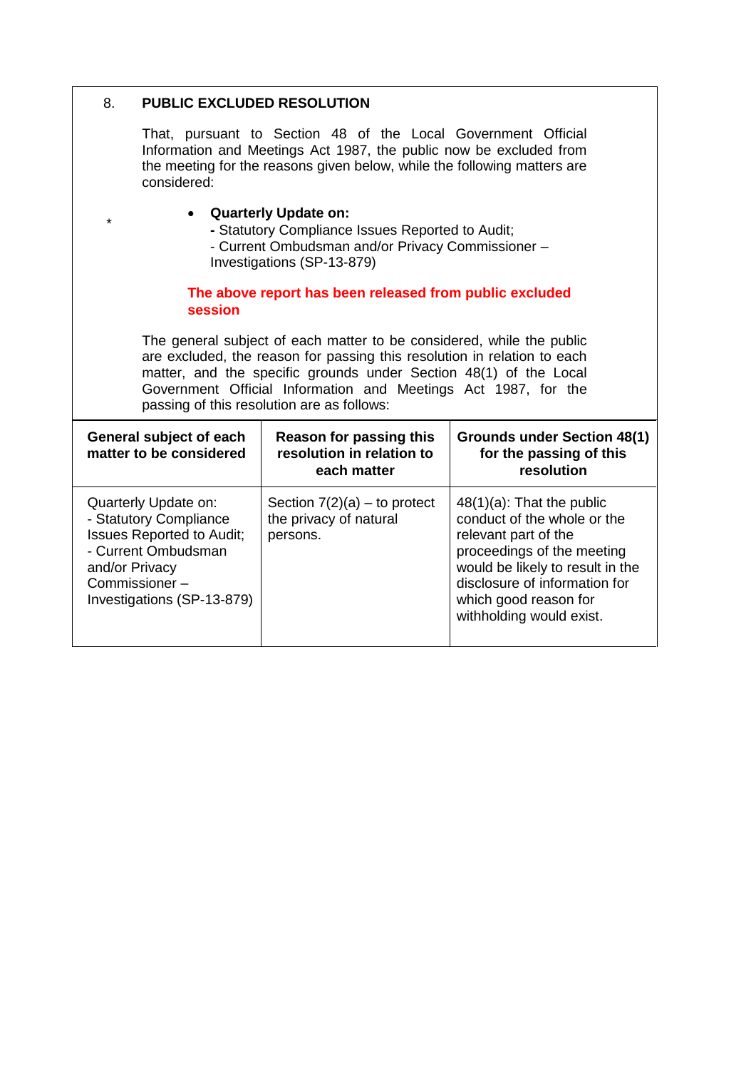## 8. PUBLIC EXCLUDED RESOLUTION

That, pursuant to Section 48 of the Local Government Official Information and Meetings Act 1987, the public now be excluded from the meeting for the reasons given below, while the following matters are considered:

*

- **Quarterly Update on:**
  **-** Statutory Compliance Issues Reported to Audit;
  - Current Ombudsman and/or Privacy Commissioner – Investigations (SP-13-879)

**The above report has been released from public excluded session**

The general subject of each matter to be considered, while the public are excluded, the reason for passing this resolution in relation to each matter, and the specific grounds under Section 48(1) of the Local Government Official Information and Meetings Act 1987, for the passing of this resolution are as follows:

| General subject of each matter to be considered | Reason for passing this resolution in relation to each matter | Grounds under Section 48(1) for the passing of this resolution |
|---|---|---|
| Quarterly Update on:<br>- Statutory Compliance Issues Reported to Audit;<br>- Current Ombudsman and/or Privacy Commissioner – Investigations (SP-13-879) | Section 7(2)(a) – to protect the privacy of natural persons. | 48(1)(a): That the public conduct of the whole or the relevant part of the proceedings of the meeting would be likely to result in the disclosure of information for which good reason for withholding would exist. |